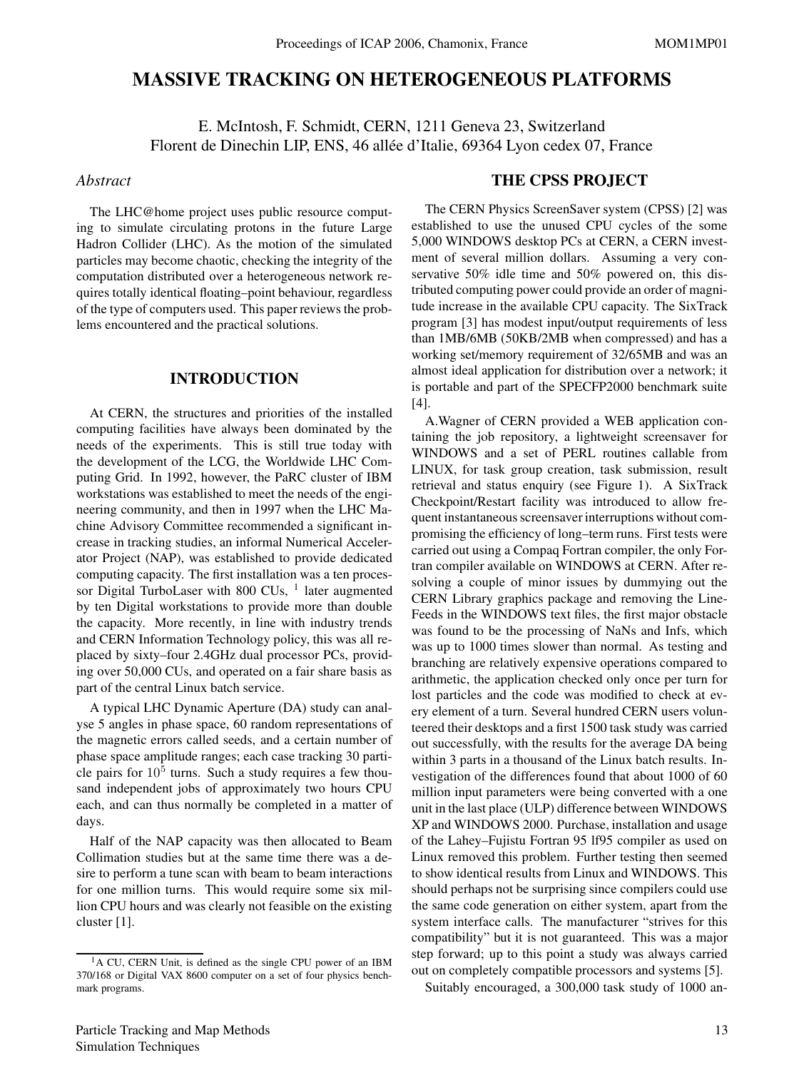# MASSIVE TRACKING ON HETEROGENEOUS PLATFORMS

E. McIntosh, F. Schmidt, CERN, 1211 Geneva 23, Switzerland
Florent de Dinechin LIP, ENS, 46 allée d'Italie, 69364 Lyon cedex 07, France

*Abstract*

The LHC@home project uses public resource computing to simulate circulating protons in the future Large Hadron Collider (LHC). As the motion of the simulated particles may become chaotic, checking the integrity of the computation distributed over a heterogeneous network requires totally identical floating–point behaviour, regardless of the type of computers used. This paper reviews the problems encountered and the practical solutions.

## INTRODUCTION

At CERN, the structures and priorities of the installed computing facilities have always been dominated by the needs of the experiments. This is still true today with the development of the LCG, the Worldwide LHC Computing Grid. In 1992, however, the PaRC cluster of IBM workstations was established to meet the needs of the engineering community, and then in 1997 when the LHC Machine Advisory Committee recommended a significant increase in tracking studies, an informal Numerical Accelerator Project (NAP), was established to provide dedicated computing capacity. The first installation was a ten processor Digital TurboLaser with 800 CUs, [1] later augmented by ten Digital workstations to provide more than double the capacity. More recently, in line with industry trends and CERN Information Technology policy, this was all replaced by sixty–four 2.4GHz dual processor PCs, providing over 50,000 CUs, and operated on a fair share basis as part of the central Linux batch service.

A typical LHC Dynamic Aperture (DA) study can analyse 5 angles in phase space, 60 random representations of the magnetic errors called seeds, and a certain number of phase space amplitude ranges; each case tracking 30 particle pairs for $10^5$ turns. Such a study requires a few thousand independent jobs of approximately two hours CPU each, and can thus normally be completed in a matter of days.

Half of the NAP capacity was then allocated to Beam Collimation studies but at the same time there was a desire to perform a tune scan with beam to beam interactions for one million turns. This would require some six million CPU hours and was clearly not feasible on the existing cluster [1].

[1] A CU, CERN Unit, is defined as the single CPU power of an IBM 370/168 or Digital VAX 8600 computer on a set of four physics benchmark programs.

## THE CPSS PROJECT

The CERN Physics ScreenSaver system (CPSS) [2] was established to use the unused CPU cycles of the some 5,000 WINDOWS desktop PCs at CERN, a CERN investment of several million dollars. Assuming a very conservative 50% idle time and 50% powered on, this distributed computing power could provide an order of magnitude increase in the available CPU capacity. The SixTrack program [3] has modest input/output requirements of less than 1MB/6MB (50KB/2MB when compressed) and has a working set/memory requirement of 32/65MB and was an almost ideal application for distribution over a network; it is portable and part of the SPECFP2000 benchmark suite [4].

A.Wagner of CERN provided a WEB application containing the job repository, a lightweight screensaver for WINDOWS and a set of PERL routines callable from LINUX, for task group creation, task submission, result retrieval and status enquiry (see Figure 1). A SixTrack Checkpoint/Restart facility was introduced to allow frequent instantaneous screensaver interruptions without compromising the efficiency of long–term runs. First tests were carried out using a Compaq Fortran compiler, the only Fortran compiler available on WINDOWS at CERN. After resolving a couple of minor issues by dummying out the CERN Library graphics package and removing the Line-Feeds in the WINDOWS text files, the first major obstacle was found to be the processing of NaNs and Infs, which was up to 1000 times slower than normal. As testing and branching are relatively expensive operations compared to arithmetic, the application checked only once per turn for lost particles and the code was modified to check at every element of a turn. Several hundred CERN users volunteered their desktops and a first 1500 task study was carried out successfully, with the results for the average DA being within 3 parts in a thousand of the Linux batch results. Investigation of the differences found that about 1000 of 60 million input parameters were being converted with a one unit in the last place (ULP) difference between WINDOWS XP and WINDOWS 2000. Purchase, installation and usage of the Lahey–Fujistu Fortran 95 lf95 compiler as used on Linux removed this problem. Further testing then seemed to show identical results from Linux and WINDOWS. This should perhaps not be surprising since compilers could use the same code generation on either system, apart from the system interface calls. The manufacturer "strives for this compatibility" but it is not guaranteed. This was a major step forward; up to this point a study was always carried out on completely compatible processors and systems [5].

Suitably encouraged, a 300,000 task study of 1000 an-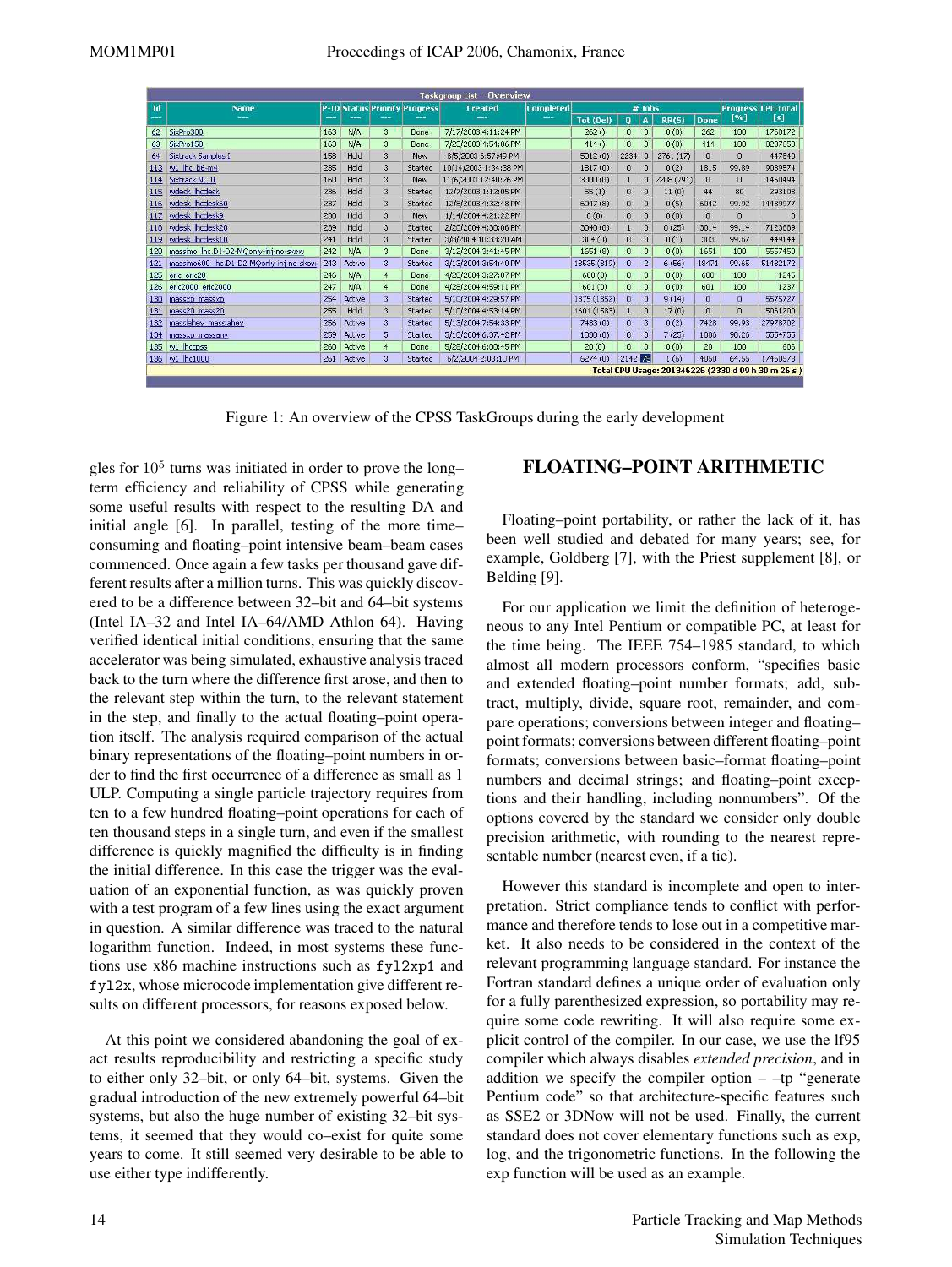| Id | Name | P-ID | Status | Priority | Progress | Created | Completed | # Jobs | | | | | Progress [%] | CPU total [s] |
|---|---|---|---|---|---|---|---|---|---|---|---|---|---|---|
| | | | | | | | | Tot (Del) | Q | A | RR(S) | Done | | |
| 62 | SixPro300 | 163 | N/A | 3 | Done | 7/17/2003 4:11:24 PM | | 262 () | 0 | 0 | 0 (0) | 262 | 100 | 1760172 |
| 63 | SixPro150 | 163 | N/A | 3 | Done | 7/23/2003 4:54:06 PM | | 414 () | 0 | 0 | 0 (0) | 414 | 100 | 8237650 |
| 64 | Sixtrack Samples I | 158 | Hold | 3 | New | 8/5/2003 6:57:49 PM | | 5012 (0) | 2234 | 0 | 2761 (17) | 0 | 0 | 447840 |
| 113 | w1_lhc_b6-m4 | 235 | Hold | 3 | Started | 10/14/2003 1:34:38 PM | | 1817 (0) | 0 | 0 | 0 (2) | 1815 | 99.89 | 9039574 |
| 114 | Sixtrack NC II | 160 | Hold | 3 | New | 11/6/2003 12:40:26 PM | | 3000 (0) | 1 | 0 | 2208 (791) | 0 | 0 | 1460494 |
| 115 | wdesk_lhcdesk | 236 | Hold | 3 | Started | 12/7/2003 1:12:05 PM | | 55 (1) | 0 | 0 | 11 (0) | 44 | 80 | 293108 |
| 116 | wdesk_lhcdesk60 | 237 | Hold | 3 | Started | 12/8/2003 4:32:48 PM | | 6047 (8) | 0 | 0 | 0 (5) | 6042 | 99.92 | 14469977 |
| 117 | wdesk_lhcdesk9 | 238 | Hold | 3 | New | 1/14/2004 4:21:22 PM | | 0 (0) | 0 | 0 | 0 (0) | 0 | 0 | 0 |
| 118 | wdesk_lhcdesk20 | 239 | Hold | 3 | Started | 2/20/2004 4:30:06 PM | | 3040 (0) | 1 | 0 | 0 (25) | 3014 | 99.14 | 7123689 |
| 119 | wdesk_lhcdesk10 | 241 | Hold | 3 | Started | 3/3/2004 10:33:20 AM | | 304 (0) | 0 | 0 | 0 (1) | 303 | 99.67 | 449144 |
| 120 | massimo_lhc.D1-D2-MQonly-inj-no-skew | 242 | N/A | 3 | Done | 3/12/2004 3:41:45 PM | | 1651 (0) | 0 | 0 | 0 (0) | 1651 | 100 | 5557450 |
| 121 | massimo600_lhc.D1-D2-MQonly-inj-no-skew | 243 | Active | 3 | Started | 3/13/2004 3:54:40 PM | | 18535 (319) | 0 | 2 | 6 (56) | 18471 | 99.65 | 51482172 |
| 125 | eric_eric20 | 246 | N/A | 4 | Done | 4/29/2004 3:27:07 PM | | 600 (0) | 0 | 0 | 0 (0) | 600 | 100 | 1245 |
| 126 | eric2000_eric2000 | 247 | N/A | 4 | Done | 4/29/2004 4:59:11 PM | | 601 (0) | 0 | 0 | 0 (0) | 601 | 100 | 1237 |
| 130 | massxp_massxp | 254 | Active | 3 | Started | 5/10/2004 4:29:57 PM | | 1875 (1852) | 0 | 0 | 9 (14) | 0 | 0 | 5575727 |
| 131 | mass20_mass20 | 255 | Hold | 3 | Started | 5/10/2004 4:53:14 PM | | 1601 (1583) | 1 | 0 | 17 (0) | 0 | 0 | 5061200 |
| 132 | massiahev_masslahev | 256 | Active | 3 | Started | 5/13/2004 7:54:33 PM | | 7433 (0) | 0 | 3 | 0 (2) | 7428 | 99.93 | 27978702 |
| 134 | massxp_massany | 259 | Active | 5 | Started | 5/18/2004 6:37:42 PM | | 1838 (0) | 0 | 0 | 7 (25) | 1806 | 98.26 | 5554755 |
| 135 | w1_lhccpss | 260 | Active | 4 | Done | 5/29/2004 6:00:45 PM | | 20 (0) | 0 | 0 | 0 (0) | 20 | 100 | 606 |
| 136 | w1_lhc1000 | 261 | Active | 3 | Started | 6/2/2004 2:03:10 PM | | 6274 (0) | 2142 | 75 | 1 (6) | 4050 | 64.55 | 17459578 |
| Total CPU Usage: 201346226 (2330 d 09 h 30 m 26 s) | | | | | | | | | | | | | | |

Figure 1: An overview of the CPSS TaskGroups during the early development

gles for $10^5$ turns was initiated in order to prove the long–term efficiency and reliability of CPSS while generating some useful results with respect to the resulting DA and initial angle [6]. In parallel, testing of the more time–consuming and floating–point intensive beam–beam cases commenced. Once again a few tasks per thousand gave different results after a million turns. This was quickly discovered to be a difference between 32–bit and 64–bit systems (Intel IA–32 and Intel IA–64/AMD Athlon 64). Having verified identical initial conditions, ensuring that the same accelerator was being simulated, exhaustive analysis traced back to the turn where the difference first arose, and then to the relevant step within the turn, to the relevant statement in the step, and finally to the actual floating–point operation itself. The analysis required comparison of the actual binary representations of the floating–point numbers in order to find the first occurrence of a difference as small as 1 ULP. Computing a single particle trajectory requires from ten to a few hundred floating–point operations for each of ten thousand steps in a single turn, and even if the smallest difference is quickly magnified the difficulty is in finding the initial difference. In this case the trigger was the evaluation of an exponential function, as was quickly proven with a test program of a few lines using the exact argument in question. A similar difference was traced to the natural logarithm function. Indeed, in most systems these functions use x86 machine instructions such as `fyl2xp1` and `fyl2x`, whose microcode implementation give different results on different processors, for reasons exposed below.

At this point we considered abandoning the goal of exact results reproducibility and restricting a specific study to either only 32–bit, or only 64–bit, systems. Given the gradual introduction of the new extremely powerful 64–bit systems, but also the huge number of existing 32–bit systems, it seemed that they would co–exist for quite some years to come. It still seemed very desirable to be able to use either type indifferently.

## FLOATING–POINT ARITHMETIC

Floating–point portability, or rather the lack of it, has been well studied and debated for many years; see, for example, Goldberg [7], with the Priest supplement [8], or Belding [9].

For our application we limit the definition of heterogeneous to any Intel Pentium or compatible PC, at least for the time being. The IEEE 754–1985 standard, to which almost all modern processors conform, "specifies basic and extended floating–point number formats; add, subtract, multiply, divide, square root, remainder, and compare operations; conversions between integer and floating–point formats; conversions between different floating–point formats; conversions between basic–format floating–point numbers and decimal strings; and floating–point exceptions and their handling, including nonnumbers". Of the options covered by the standard we consider only double precision arithmetic, with rounding to the nearest representable number (nearest even, if a tie).

However this standard is incomplete and open to interpretation. Strict compliance tends to conflict with performance and therefore tends to lose out in a competitive market. It also needs to be considered in the context of the relevant programming language standard. For instance the Fortran standard defines a unique order of evaluation only for a fully parenthesized expression, so portability may require some code rewriting. It will also require some explicit control of the compiler. In our case, we use the lf95 compiler which always disables *extended precision*, and in addition we specify the compiler option – –tp "generate Pentium code" so that architecture-specific features such as SSE2 or 3DNow will not be used. Finally, the current standard does not cover elementary functions such as exp, log, and the trigonometric functions. In the following the exp function will be used as an example.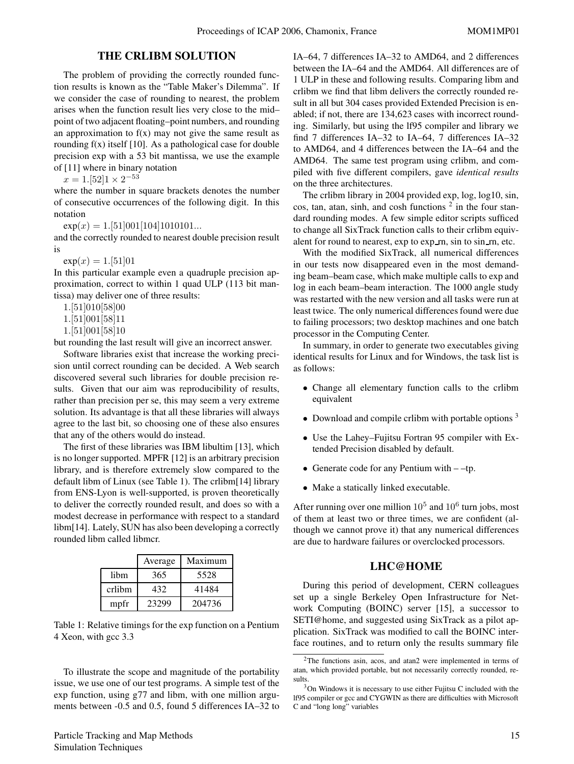## THE CRLIBM SOLUTION

The problem of providing the correctly rounded function results is known as the "Table Maker's Dilemma". If we consider the case of rounding to nearest, the problem arises when the function result lies very close to the mid–point of two adjacent floating–point numbers, and rounding an approximation to f(x) may not give the same result as rounding f(x) itself [10]. As a pathological case for double precision exp with a 53 bit mantissa, we use the example of [11] where in binary notation

$x = 1.[52]1 \times 2^{-53}$

where the number in square brackets denotes the number of consecutive occurrences of the following digit. In this notation

$\exp(x) = 1.[51]001[104]1010101...$

and the correctly rounded to nearest double precision result is

$\exp(x) = 1.[51]01$

In this particular example even a quadruple precision approximation, correct to within 1 quad ULP (113 bit mantissa) may deliver one of three results:

1.[51]010[58]00
1.[51]001[58]11
1.[51]001[58]10

but rounding the last result will give an incorrect answer.

Software libraries exist that increase the working precision until correct rounding can be decided. A Web search discovered several such libraries for double precision results. Given that our aim was reproducibility of results, rather than precision per se, this may seem a very extreme solution. Its advantage is that all these libraries will always agree to the last bit, so choosing one of these also ensures that any of the others would do instead.

The first of these libraries was IBM libultim [13], which is no longer supported. MPFR [12] is an arbitrary precision library, and is therefore extremely slow compared to the default libm of Linux (see Table 1). The crlibm[14] library from ENS-Lyon is well-supported, is proven theoretically to deliver the correctly rounded result, and does so with a modest decrease in performance with respect to a standard libm[14]. Lately, SUN has also been developing a correctly rounded libm called libmcr.

| | Average | Maximum |
|---|---|---|
| libm | 365 | 5528 |
| crlibm | 432 | 41484 |
| mpfr | 23299 | 204736 |

Table 1: Relative timings for the exp function on a Pentium 4 Xeon, with gcc 3.3

To illustrate the scope and magnitude of the portability issue, we use one of our test programs. A simple test of the exp function, using g77 and libm, with one million arguments between -0.5 and 0.5, found 5 differences IA–32 to IA–64, 7 differences IA–32 to AMD64, and 2 differences between the IA–64 and the AMD64. All differences are of 1 ULP in these and following results. Comparing libm and crlibm we find that libm delivers the correctly rounded result in all but 304 cases provided Extended Precision is enabled; if not, there are 134,623 cases with incorrect rounding. Similarly, but using the lf95 compiler and library we find 7 differences IA–32 to IA–64, 7 differences IA–32 to AMD64, and 4 differences between the IA–64 and the AMD64. The same test program using crlibm, and compiled with five different compilers, gave *identical results* on the three architectures.

The crlibm library in 2004 provided exp, log, log10, sin, cos, tan, atan, sinh, and cosh functions [2] in the four standard rounding modes. A few simple editor scripts sufficed to change all SixTrack function calls to their crlibm equivalent for round to nearest, exp to exp_rn, sin to sin_rn, etc.

With the modified SixTrack, all numerical differences in our tests now disappeared even in the most demanding beam–beam case, which make multiple calls to exp and log in each beam–beam interaction. The 1000 angle study was restarted with the new version and all tasks were run at least twice. The only numerical differences found were due to failing processors; two desktop machines and one batch processor in the Computing Center.

In summary, in order to generate two executables giving identical results for Linux and for Windows, the task list is as follows:

- Change all elementary function calls to the crlibm equivalent
- Download and compile crlibm with portable options [3]
- Use the Lahey–Fujitsu Fortran 95 compiler with Extended Precision disabled by default.
- Generate code for any Pentium with – –tp.
- Make a statically linked executable.

After running over one million $10^5$ and $10^6$ turn jobs, most of them at least two or three times, we are confident (although we cannot prove it) that any numerical differences are due to hardware failures or overclocked processors.

## LHC@HOME

During this period of development, CERN colleagues set up a single Berkeley Open Infrastructure for Network Computing (BOINC) server [15], a successor to SETI@home, and suggested using SixTrack as a pilot application. SixTrack was modified to call the BOINC interface routines, and to return only the results summary file

[2] The functions asin, acos, and atan2 were implemented in terms of atan, which provided portable, but not necessarily correctly rounded, results.

[3] On Windows it is necessary to use either Fujitsu C included with the lf95 compiler or gcc and CYGWIN as there are difficulties with Microsoft C and "long long" variables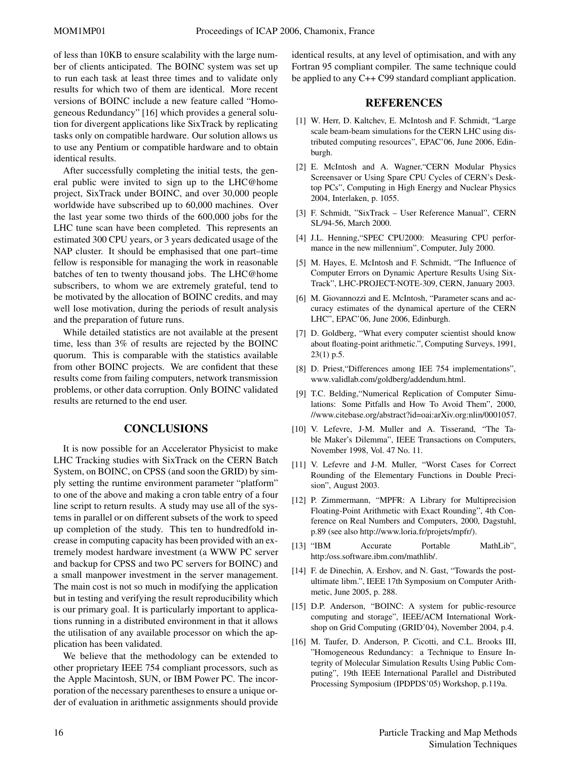of less than 10KB to ensure scalability with the large number of clients anticipated. The BOINC system was set up to run each task at least three times and to validate only results for which two of them are identical. More recent versions of BOINC include a new feature called "Homogeneous Redundancy" [16] which provides a general solution for divergent applications like SixTrack by replicating tasks only on compatible hardware. Our solution allows us to use any Pentium or compatible hardware and to obtain identical results.

After successfully completing the initial tests, the general public were invited to sign up to the LHC@home project, SixTrack under BOINC, and over 30,000 people worldwide have subscribed up to 60,000 machines. Over the last year some two thirds of the 600,000 jobs for the LHC tune scan have been completed. This represents an estimated 300 CPU years, or 3 years dedicated usage of the NAP cluster. It should be emphasised that one part–time fellow is responsible for managing the work in reasonable batches of ten to twenty thousand jobs. The LHC@home subscribers, to whom we are extremely grateful, tend to be motivated by the allocation of BOINC credits, and may well lose motivation, during the periods of result analysis and the preparation of future runs.

While detailed statistics are not available at the present time, less than 3% of results are rejected by the BOINC quorum. This is comparable with the statistics available from other BOINC projects. We are confident that these results come from failing computers, network transmission problems, or other data corruption. Only BOINC validated results are returned to the end user.

## CONCLUSIONS

It is now possible for an Accelerator Physicist to make LHC Tracking studies with SixTrack on the CERN Batch System, on BOINC, on CPSS (and soon the GRID) by simply setting the runtime environment parameter "platform" to one of the above and making a cron table entry of a four line script to return results. A study may use all of the systems in parallel or on different subsets of the work to speed up completion of the study. This ten to hundredfold increase in computing capacity has been provided with an extremely modest hardware investment (a WWW PC server and backup for CPSS and two PC servers for BOINC) and a small manpower investment in the server management. The main cost is not so much in modifying the application but in testing and verifying the result reproducibility which is our primary goal. It is particularly important to applications running in a distributed environment in that it allows the utilisation of any available processor on which the application has been validated.

We believe that the methodology can be extended to other proprietary IEEE 754 compliant processors, such as the Apple Macintosh, SUN, or IBM Power PC. The incorporation of the necessary parentheses to ensure a unique order of evaluation in arithmetic assignments should provide identical results, at any level of optimisation, and with any Fortran 95 compliant compiler. The same technique could be applied to any C++ C99 standard compliant application.

## REFERENCES

[1] W. Herr, D. Kaltchev, E. McIntosh and F. Schmidt, "Large scale beam-beam simulations for the CERN LHC using distributed computing resources", EPAC'06, June 2006, Edinburgh.

[2] E. McIntosh and A. Wagner,"CERN Modular Physics Screensaver or Using Spare CPU Cycles of CERN's Desktop PCs", Computing in High Energy and Nuclear Physics 2004, Interlaken, p. 1055.

[3] F. Schmidt, "SixTrack – User Reference Manual", CERN SL/94-56, March 2000.

[4] J.L. Henning,"SPEC CPU2000: Measuring CPU performance in the new millennium", Computer, July 2000.

[5] M. Hayes, E. McIntosh and F. Schmidt, "The Influence of Computer Errors on Dynamic Aperture Results Using SixTrack", LHC-PROJECT-NOTE-309, CERN, January 2003.

[6] M. Giovannozzi and E. McIntosh, "Parameter scans and accuracy estimates of the dynamical aperture of the CERN LHC", EPAC'06, June 2006, Edinburgh.

[7] D. Goldberg, "What every computer scientist should know about floating-point arithmetic.", Computing Surveys, 1991, 23(1) p.5.

[8] D. Priest,"Differences among IEE 754 implementations", www.validlab.com/goldberg/addendum.html.

[9] T.C. Belding,"Numerical Replication of Computer Simulations: Some Pitfalls and How To Avoid Them", 2000, //www.citebase.org/abstract?id=oai:arXiv.org:nlin/0001057.

[10] V. Lefevre, J-M. Muller and A. Tisserand, "The Table Maker's Dilemma", IEEE Transactions on Computers, November 1998, Vol. 47 No. 11.

[11] V. Lefevre and J-M. Muller, "Worst Cases for Correct Rounding of the Elementary Functions in Double Precision", August 2003.

[12] P. Zimmermann, "MPFR: A Library for Multiprecision Floating-Point Arithmetic with Exact Rounding", 4th Conference on Real Numbers and Computers, 2000, Dagstuhl, p.89 (see also http://www.loria.fr/projets/mpfr/).

[13] "IBM Accurate Portable MathLib", http:/oss.software.ibm.com/mathlib/.

[14] F. de Dinechin, A. Ershov, and N. Gast, "Towards the post-ultimate libm.", IEEE 17th Symposium on Computer Arithmetic, June 2005, p. 288.

[15] D.P. Anderson, "BOINC: A system for public-resource computing and storage", IEEE/ACM International Workshop on Grid Computing (GRID'04), November 2004, p.4.

[16] M. Taufer, D. Anderson, P. Cicotti, and C.L. Brooks III, "Homogeneous Redundancy: a Technique to Ensure Integrity of Molecular Simulation Results Using Public Computing", 19th IEEE International Parallel and Distributed Processing Symposium (IPDPDS'05) Workshop, p.119a.